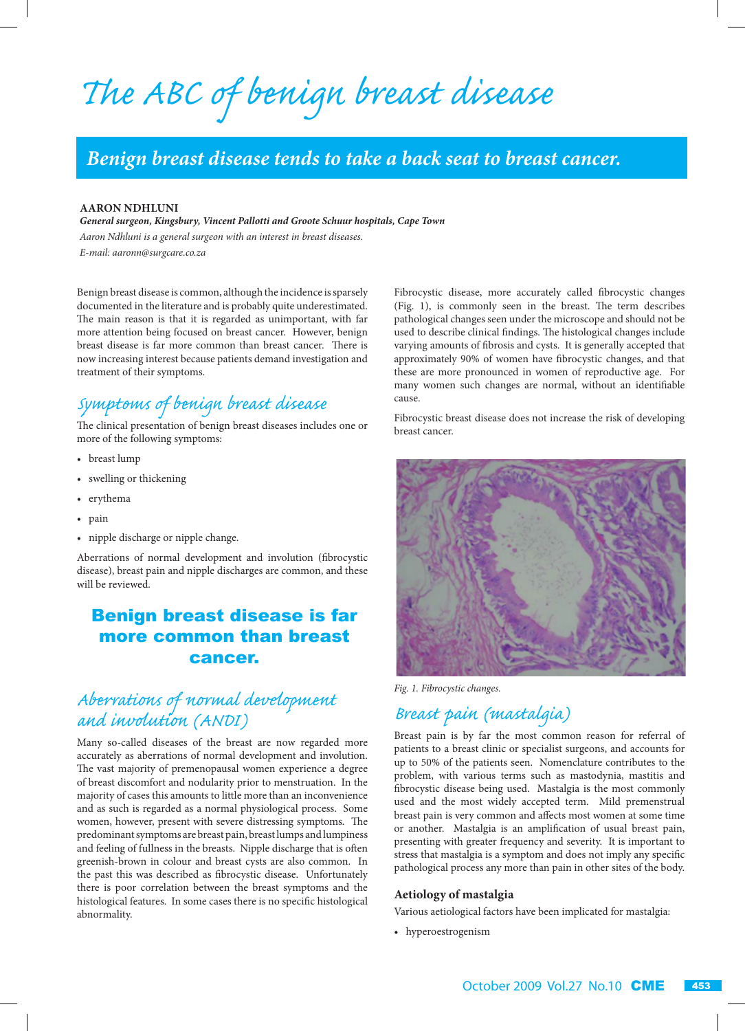# The ABC of benign breast disease

**Benign breast disease tends to take a back seat to breast cancer.**

**AARON NDHLUNI**

***General surgeon, Kingsbury, Vincent Pallotti and Groote Schuur hospitals, Cape Town***

*Aaron Ndhluni is a general surgeon with an interest in breast diseases.*

*E-mail: aaronn@surgcare.co.za*

Benign breast disease is common, although the incidence is sparsely documented in the literature and is probably quite underestimated. The main reason is that it is regarded as unimportant, with far more attention being focused on breast cancer. However, benign breast disease is far more common than breast cancer. There is now increasing interest because patients demand investigation and treatment of their symptoms.

## Symptoms of benign breast disease

The clinical presentation of benign breast diseases includes one or more of the following symptoms:

- breast lump
- swelling or thickening
- erythema
- pain
- nipple discharge or nipple change.

Aberrations of normal development and involution (fibrocystic disease), breast pain and nipple discharges are common, and these will be reviewed.

**Benign breast disease is far more common than breast cancer.**

## Aberrations of normal development and involution (ANDI)

Many so-called diseases of the breast are now regarded more accurately as aberrations of normal development and involution. The vast majority of premenopausal women experience a degree of breast discomfort and nodularity prior to menstruation. In the majority of cases this amounts to little more than an inconvenience and as such is regarded as a normal physiological process. Some women, however, present with severe distressing symptoms. The predominant symptoms are breast pain, breast lumps and lumpiness and feeling of fullness in the breasts. Nipple discharge that is often greenish-brown in colour and breast cysts are also common. In the past this was described as fibrocystic disease. Unfortunately there is poor correlation between the breast symptoms and the histological features. In some cases there is no specific histological abnormality.

Fibrocystic disease, more accurately called fibrocystic changes (Fig. 1), is commonly seen in the breast. The term describes pathological changes seen under the microscope and should not be used to describe clinical findings. The histological changes include varying amounts of fibrosis and cysts. It is generally accepted that approximately 90% of women have fibrocystic changes, and that these are more pronounced in women of reproductive age. For many women such changes are normal, without an identifiable cause.

Fibrocystic breast disease does not increase the risk of developing breast cancer.

*Fig. 1. Fibrocystic changes.*

## Breast pain (mastalgia)

Breast pain is by far the most common reason for referral of patients to a breast clinic or specialist surgeons, and accounts for up to 50% of the patients seen. Nomenclature contributes to the problem, with various terms such as mastodynia, mastitis and fibrocystic disease being used. Mastalgia is the most commonly used and the most widely accepted term. Mild premenstrual breast pain is very common and affects most women at some time or another. Mastalgia is an amplification of usual breast pain, presenting with greater frequency and severity. It is important to stress that mastalgia is a symptom and does not imply any specific pathological process any more than pain in other sites of the body.

### Aetiology of mastalgia

Various aetiological factors have been implicated for mastalgia:

- hyperoestrogenism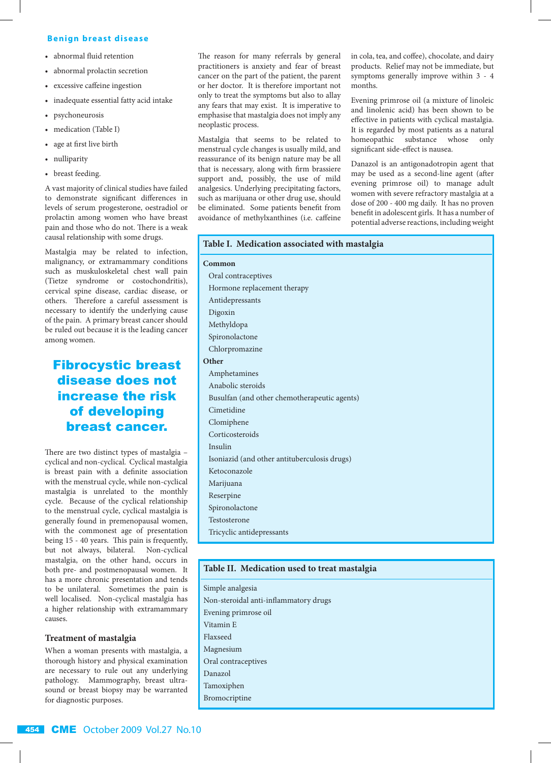- abnormal fluid retention
- abnormal prolactin secretion
- excessive caffeine ingestion
- inadequate essential fatty acid intake
- psychoneurosis
- medication (Table I)
- age at first live birth
- nulliparity
- breast feeding.

A vast majority of clinical studies have failed to demonstrate significant differences in levels of serum progesterone, oestradiol or prolactin among women who have breast pain and those who do not. There is a weak causal relationship with some drugs.

Mastalgia may be related to infection, malignancy, or extramammary conditions such as muskuloskeletal chest wall pain (Tietze syndrome or costochondritis), cervical spine disease, cardiac disease, or others. Therefore a careful assessment is necessary to identify the underlying cause of the pain. A primary breast cancer should be ruled out because it is the leading cancer among women.

**Fibrocystic breast disease does not increase the risk of developing breast cancer.**

There are two distinct types of mastalgia – cyclical and non-cyclical. Cyclical mastalgia is breast pain with a definite association with the menstrual cycle, while non-cyclical mastalgia is unrelated to the monthly cycle. Because of the cyclical relationship to the menstrual cycle, cyclical mastalgia is generally found in premenopausal women, with the commonest age of presentation being 15 - 40 years. This pain is frequently, but not always, bilateral. Non-cyclical mastalgia, on the other hand, occurs in both pre- and postmenopausal women. It has a more chronic presentation and tends to be unilateral. Sometimes the pain is well localised. Non-cyclical mastalgia has a higher relationship with extramammary causes.

### Treatment of mastalgia

When a woman presents with mastalgia, a thorough history and physical examination are necessary to rule out any underlying pathology. Mammography, breast ultrasound or breast biopsy may be warranted for diagnostic purposes.

The reason for many referrals by general practitioners is anxiety and fear of breast cancer on the part of the patient, the parent or her doctor. It is therefore important not only to treat the symptoms but also to allay any fears that may exist. It is imperative to emphasise that mastalgia does not imply any neoplastic process.

Mastalgia that seems to be related to menstrual cycle changes is usually mild, and reassurance of its benign nature may be all that is necessary, along with firm brassiere support and, possibly, the use of mild analgesics. Underlying precipitating factors, such as marijuana or other drug use, should be eliminated. Some patients benefit from avoidance of methylxanthines (i.e. caffeine in cola, tea, and coffee), chocolate, and dairy products. Relief may not be immediate, but symptoms generally improve within 3 - 4 months.

Evening primrose oil (a mixture of linoleic and linolenic acid) has been shown to be effective in patients with cyclical mastalgia. It is regarded by most patients as a natural homeopathic substance whose only significant side-effect is nausea.

Danazol is an antigonadotropin agent that may be used as a second-line agent (after evening primrose oil) to manage adult women with severe refractory mastalgia at a dose of 200 - 400 mg daily. It has no proven benefit in adolescent girls. It has a number of potential adverse reactions, including weight

**Table I. Medication associated with mastalgia**

| |
|---|
| **Common** |
| Oral contraceptives |
| Hormone replacement therapy |
| Antidepressants |
| Digoxin |
| Methyldopa |
| Spironolactone |
| Chlorpromazine |
| **Other** |
| Amphetamines |
| Anabolic steroids |
| Busulfan (and other chemotherapeutic agents) |
| Cimetidine |
| Clomiphene |
| Corticosteroids |
| Insulin |
| Isoniazid (and other antituberculosis drugs) |
| Ketoconazole |
| Marijuana |
| Reserpine |
| Spironolactone |
| Testosterone |
| Tricyclic antidepressants |

**Table II. Medication used to treat mastalgia**

| |
|---|
| Simple analgesia |
| Non-steroidal anti-inflammatory drugs |
| Evening primrose oil |
| Vitamin E |
| Flaxseed |
| Magnesium |
| Oral contraceptives |
| Danazol |
| Tamoxiphen |
| Bromocriptine |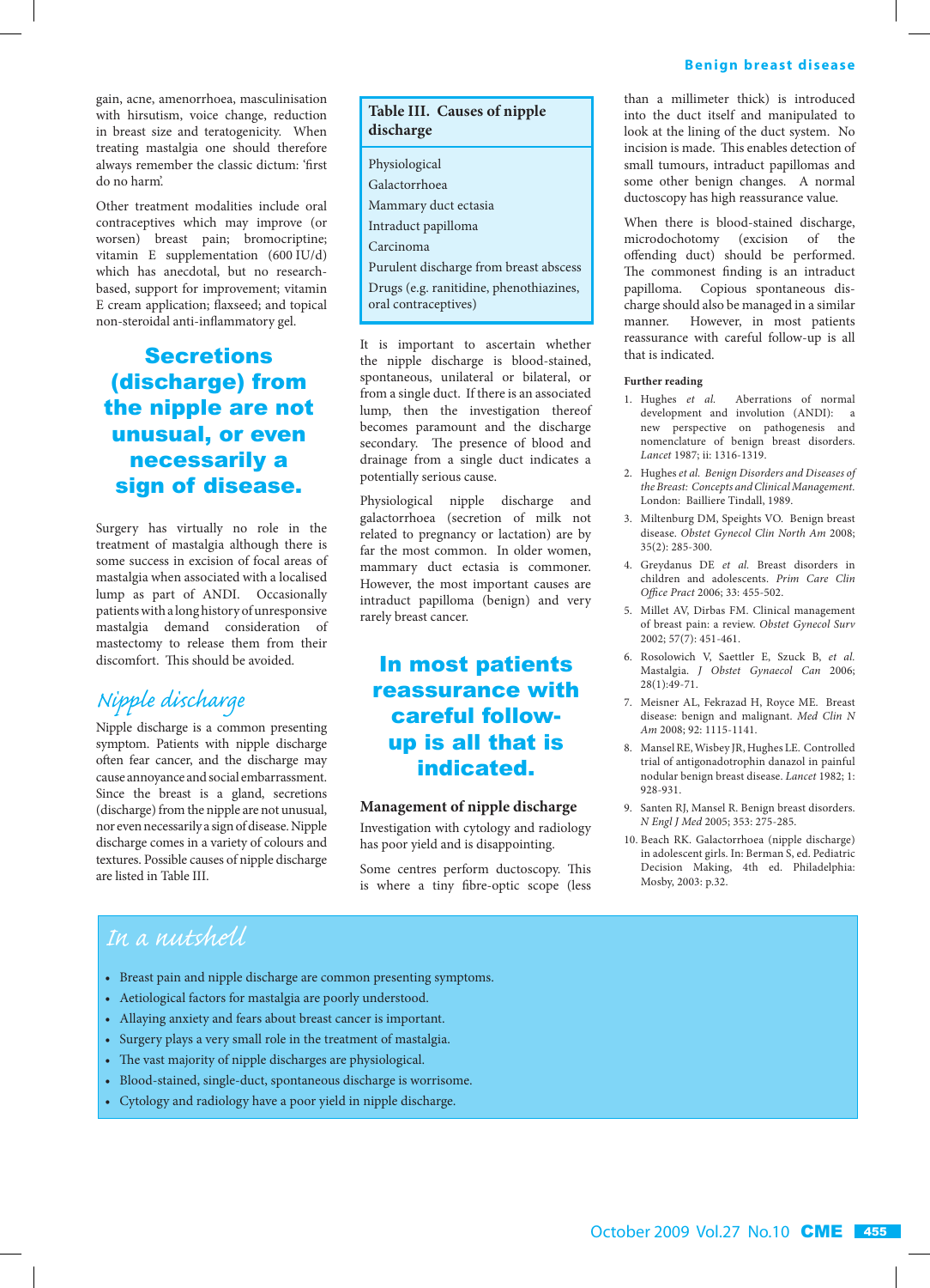gain, acne, amenorrhoea, masculinisation with hirsutism, voice change, reduction in breast size and teratogenicity. When treating mastalgia one should therefore always remember the classic dictum: 'first do no harm'.

Other treatment modalities include oral contraceptives which may improve (or worsen) breast pain; bromocriptine; vitamin E supplementation (600 IU/d) which has anecdotal, but no research-based, support for improvement; vitamin E cream application; flaxseed; and topical non-steroidal anti-inflammatory gel.

**Secretions (discharge) from the nipple are not unusual, or even necessarily a sign of disease.**

Surgery has virtually no role in the treatment of mastalgia although there is some success in excision of focal areas of mastalgia when associated with a localised lump as part of ANDI. Occasionally patients with a long history of unresponsive mastalgia demand consideration of mastectomy to release them from their discomfort. This should be avoided.

## Nipple discharge

Nipple discharge is a common presenting symptom. Patients with nipple discharge often fear cancer, and the discharge may cause annoyance and social embarrassment. Since the breast is a gland, secretions (discharge) from the nipple are not unusual, nor even necessarily a sign of disease. Nipple discharge comes in a variety of colours and textures. Possible causes of nipple discharge are listed in Table III.

**Table III. Causes of nipple discharge**

| |
|---|
| Physiological |
| Galactorrhoea |
| Mammary duct ectasia |
| Intraduct papilloma |
| Carcinoma |
| Purulent discharge from breast abscess |
| Drugs (e.g. ranitidine, phenothiazines, oral contraceptives) |

It is important to ascertain whether the nipple discharge is blood-stained, spontaneous, unilateral or bilateral, or from a single duct. If there is an associated lump, then the investigation thereof becomes paramount and the discharge secondary. The presence of blood and drainage from a single duct indicates a potentially serious cause.

Physiological nipple discharge and galactorrhoea (secretion of milk not related to pregnancy or lactation) are by far the most common. In older women, mammary duct ectasia is commoner. However, the most important causes are intraduct papilloma (benign) and very rarely breast cancer.

**In most patients reassurance with careful follow-up is all that is indicated.**

### Management of nipple discharge

Investigation with cytology and radiology has poor yield and is disappointing.

Some centres perform ductoscopy. This is where a tiny fibre-optic scope (less than a millimeter thick) is introduced into the duct itself and manipulated to look at the lining of the duct system. No incision is made. This enables detection of small tumours, intraduct papillomas and some other benign changes. A normal ductoscopy has high reassurance value.

When there is blood-stained discharge, microdochotomy (excision of the offending duct) should be performed. The commonest finding is an intraduct papilloma. Copious spontaneous discharge should also be managed in a similar manner. However, in most patients reassurance with careful follow-up is all that is indicated.

#### Further reading

1. Hughes *et al.* Aberrations of normal development and involution (ANDI): a new perspective on pathogenesis and nomenclature of benign breast disorders. *Lancet* 1987; ii: 1316-1319.
2. Hughes *et al. Benign Disorders and Diseases of the Breast: Concepts and Clinical Management.* London: Bailliere Tindall, 1989.
3. Miltenburg DM, Speights VO. Benign breast disease. *Obstet Gynecol Clin North Am* 2008; 35(2): 285-300.
4. Greydanus DE *et al.* Breast disorders in children and adolescents. *Prim Care Clin Office Pract* 2006; 33: 455-502.
5. Millet AV, Dirbas FM. Clinical management of breast pain: a review. *Obstet Gynecol Surv* 2002; 57(7): 451-461.
6. Rosolowich V, Saettler E, Szuck B, *et al.* Mastalgia. *J Obstet Gynaecol Can* 2006; 28(1):49-71.
7. Meisner AL, Fekrazad H, Royce ME. Breast disease: benign and malignant. *Med Clin N Am* 2008; 92: 1115-1141.
8. Mansel RE, Wisbey JR, Hughes LE. Controlled trial of antigonadotrophin danazol in painful nodular benign breast disease. *Lancet* 1982; 1: 928-931.
9. Santen RJ, Mansel R. Benign breast disorders. *N Engl J Med* 2005; 353: 275-285.
10. Beach RK. Galactorrhoea (nipple discharge) in adolescent girls. In: Berman S, ed. Pediatric Decision Making, 4th ed. Philadelphia: Mosby, 2003: p.32.

## In a nutshell

- Breast pain and nipple discharge are common presenting symptoms.
- Aetiological factors for mastalgia are poorly understood.
- Allaying anxiety and fears about breast cancer is important.
- Surgery plays a very small role in the treatment of mastalgia.
- The vast majority of nipple discharges are physiological.
- Blood-stained, single-duct, spontaneous discharge is worrisome.
- Cytology and radiology have a poor yield in nipple discharge.